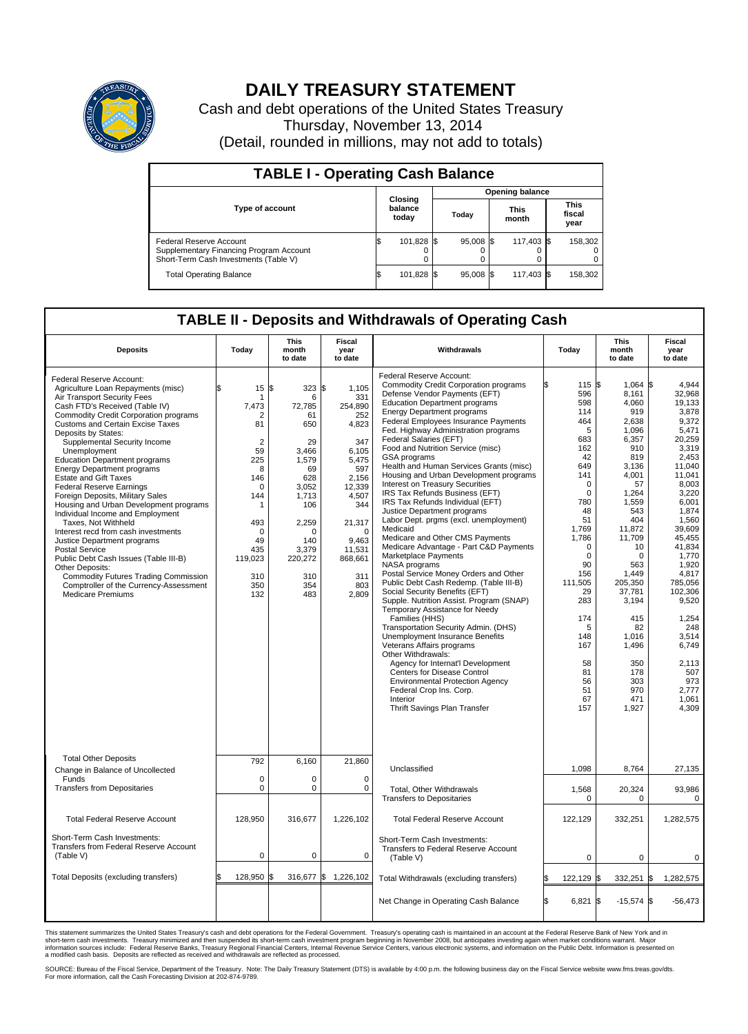# DAILY TREASURY STATEMENT

Cash and debt operations of the United States Treasury
Thursday, November 13, 2014
(Detail, rounded in millions, may not add to totals)

## TABLE I - Operating Cash Balance

| Type of account | Closing balance today | Opening balance Today | Opening balance This month | Opening balance This fiscal year |
|---|---|---|---|---|
| Federal Reserve Account | $ 101,828 | $ 95,008 | $ 117,403 | $ 158,302 |
| Supplementary Financing Program Account | 0 | 0 | 0 | 0 |
| Short-Term Cash Investments (Table V) | 0 | 0 | 0 | 0 |
| Total Operating Balance | $ 101,828 | $ 95,008 | $ 117,403 | $ 158,302 |

## TABLE II - Deposits and Withdrawals of Operating Cash

| Deposits | Today | This month to date | Fiscal year to date | Withdrawals | Today | This month to date | Fiscal year to date |
|---|---|---|---|---|---|---|---|
| Federal Reserve Account: | | | | Federal Reserve Account: | | | |
| Agriculture Loan Repayments (misc) | $ 15 | $ 323 | $ 1,105 | Commodity Credit Corporation programs | $ 115 | $ 1,064 | $ 4,944 |
| Air Transport Security Fees | 1 | 6 | 331 | Defense Vendor Payments (EFT) | 596 | 8,161 | 32,968 |
| Cash FTD's Received (Table IV) | 7,473 | 72,785 | 254,890 | Education Department programs | 598 | 4,060 | 19,133 |
| Commodity Credit Corporation programs | 2 | 61 | 252 | Energy Department programs | 114 | 919 | 3,878 |
| Customs and Certain Excise Taxes | 81 | 650 | 4,823 | Federal Employees Insurance Payments | 464 | 2,638 | 9,372 |
| Deposits by States: | | | | Fed. Highway Administration programs | 5 | 1,096 | 5,471 |
| Supplemental Security Income | 2 | 29 | 347 | Federal Salaries (EFT) | 683 | 6,357 | 20,259 |
| Unemployment | 59 | 3,466 | 6,105 | Food and Nutrition Service (misc) | 162 | 910 | 3,319 |
| Education Department programs | 225 | 1,579 | 5,475 | GSA programs | 42 | 819 | 2,453 |
| Energy Department programs | 8 | 69 | 597 | Health and Human Services Grants (misc) | 649 | 3,136 | 11,040 |
| Estate and Gift Taxes | 146 | 628 | 2,156 | Housing and Urban Development programs | 141 | 4,001 | 11,041 |
| Federal Reserve Earnings | 0 | 3,052 | 12,339 | Interest on Treasury Securities | 0 | 57 | 8,003 |
| Foreign Deposits, Military Sales | 144 | 1,713 | 4,507 | IRS Tax Refunds Business (EFT) | 0 | 1,264 | 3,220 |
| Housing and Urban Development programs | 1 | 106 | 344 | IRS Tax Refunds Individual (EFT) | 780 | 1,559 | 6,001 |
| Individual Income and Employment | | | | Justice Department programs | 48 | 543 | 1,874 |
| Taxes, Not Withheld | 493 | 2,259 | 21,317 | Labor Dept. prgms (excl. unemployment) | 51 | 404 | 1,560 |
| Interest recd from cash investments | 0 | 0 | 0 | Medicaid | 1,769 | 11,872 | 39,609 |
| Justice Department programs | 49 | 140 | 9,463 | Medicare and Other CMS Payments | 1,786 | 11,709 | 45,455 |
| Postal Service | 435 | 3,379 | 11,531 | Medicare Advantage - Part C&D Payments | 0 | 10 | 41,834 |
| Public Debt Cash Issues (Table III-B) | 119,023 | 220,272 | 868,661 | Marketplace Payments | 0 | 0 | 1,770 |
| Other Deposits: | | | | NASA programs | 90 | 563 | 1,920 |
| Commodity Futures Trading Commission | 310 | 310 | 311 | Postal Service Money Orders and Other | 156 | 1,449 | 4,817 |
| Comptroller of the Currency-Assessment | 350 | 354 | 803 | Public Debt Cash Redemp. (Table III-B) | 111,505 | 205,350 | 785,056 |
| Medicare Premiums | 132 | 483 | 2,809 | Social Security Benefits (EFT) | 29 | 37,781 | 102,306 |
| | | | | Supple. Nutrition Assist. Program (SNAP) | 283 | 3,194 | 9,520 |
| | | | | Temporary Assistance for Needy Families (HHS) | 174 | 415 | 1,254 |
| | | | | Transportation Security Admin. (DHS) | 5 | 82 | 248 |
| | | | | Unemployment Insurance Benefits | 148 | 1,016 | 3,514 |
| | | | | Veterans Affairs programs | 167 | 1,496 | 6,749 |
| | | | | Other Withdrawals: | | | |
| | | | | Agency for Internat'l Development | 58 | 350 | 2,113 |
| | | | | Centers for Disease Control | 81 | 178 | 507 |
| | | | | Environmental Protection Agency | 56 | 303 | 973 |
| | | | | Federal Crop Ins. Corp. | 51 | 970 | 2,777 |
| | | | | Interior | 67 | 471 | 1,061 |
| | | | | Thrift Savings Plan Transfer | 157 | 1,927 | 4,309 |
| Total Other Deposits | 792 | 6,160 | 21,860 | Unclassified | 1,098 | 8,764 | 27,135 |
| Change in Balance of Uncollected Funds | 0 | 0 | 0 | | | | |
| Transfers from Depositaries | 0 | 0 | 0 | Total, Other Withdrawals | 1,568 | 20,324 | 93,986 |
| | | | | Transfers to Depositaries | 0 | 0 | 0 |
| Total Federal Reserve Account | 128,950 | 316,677 | 1,226,102 | Total Federal Reserve Account | 122,129 | 332,251 | 1,282,575 |
| Short-Term Cash Investments: Transfers from Federal Reserve Account (Table V) | 0 | 0 | 0 | Short-Term Cash Investments: Transfers to Federal Reserve Account (Table V) | 0 | 0 | 0 |
| Total Deposits (excluding transfers) | $ 128,950 | $ 316,677 | $ 1,226,102 | Total Withdrawals (excluding transfers) | $ 122,129 | $ 332,251 | $ 1,282,575 |
| | | | | Net Change in Operating Cash Balance | $ 6,821 | $ -15,574 | $ -56,473 |

This statement summarizes the United States Treasury's cash and debt operations for the Federal Government. Treasury's operating cash is maintained in an account at the Federal Reserve Bank of New York and in short-term cash investments. Treasury minimized and then suspended its short-term cash investment program beginning in November 2008, but anticipates investing again when market conditions warrant. Major information sources include: Federal Reserve Banks, Treasury Regional Financial Centers, Internal Revenue Service Centers, various electronic systems, and information on the Public Debt. Information is presented on a modified cash basis. Deposits are reflected as received and withdrawals are reflected as processed.

SOURCE: Bureau of the Fiscal Service, Department of the Treasury. Note: The Daily Treasury Statement (DTS) is available by 4:00 p.m. the following business day on the Fiscal Service website www.fms.treas.gov/dts. For more information, call the Cash Forecasting Division at 202-874-9789.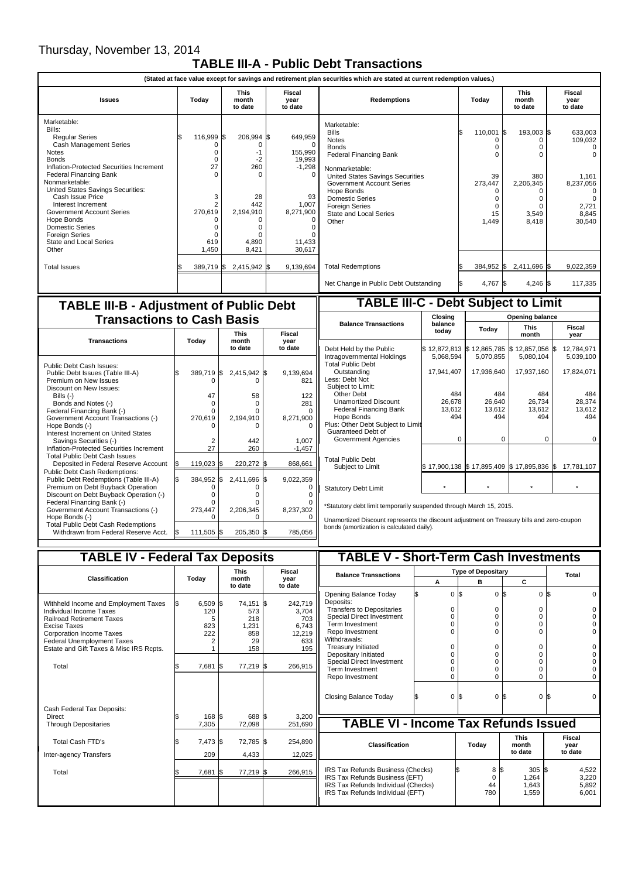Thursday, November 13, 2014

# TABLE III-A - Public Debt Transactions

(Stated at face value except for savings and retirement plan securities which are stated at current redemption values.)

| Issues | Today | This month to date | Fiscal year to date |
|---|---|---|---|
| Marketable: | | | |
| Bills: | | | |
| Regular Series | $ 116,999 | $ 206,994 | $ 649,959 |
| Cash Management Series | 0 | 0 | 0 |
| Notes | 0 | -1 | 155,990 |
| Bonds | 0 | -2 | 19,993 |
| Inflation-Protected Securities Increment | 27 | 260 | -1,298 |
| Federal Financing Bank | 0 | 0 | 0 |
| Nonmarketable: | | | |
| United States Savings Securities: | | | |
| Cash Issue Price | 3 | 28 | 93 |
| Interest Increment | 2 | 442 | 1,007 |
| Government Account Series | 270,619 | 2,194,910 | 8,271,900 |
| Hope Bonds | 0 | 0 | 0 |
| Domestic Series | 0 | 0 | 0 |
| Foreign Series | 0 | 0 | 0 |
| State and Local Series | 619 | 4,890 | 11,433 |
| Other | 1,450 | 8,421 | 30,617 |
| Total Issues | $ 389,719 | $ 2,415,942 | $ 9,139,694 |

| Redemptions | Today | This month to date | Fiscal year to date |
|---|---|---|---|
| Marketable: | | | |
| Bills | $ 110,001 | $ 193,003 | $ 633,003 |
| Notes | 0 | 0 | 109,032 |
| Bonds | 0 | 0 | 0 |
| Federal Financing Bank | 0 | 0 | 0 |
| Nonmarketable: | | | |
| United States Savings Securities | 39 | 380 | 1,161 |
| Government Account Series | 273,447 | 2,206,345 | 8,237,056 |
| Hope Bonds | 0 | 0 | 0 |
| Domestic Series | 0 | 0 | 0 |
| Foreign Series | 0 | 0 | 2,721 |
| State and Local Series | 15 | 3,549 | 8,845 |
| Other | 1,449 | 8,418 | 30,540 |
| Total Redemptions | $ 384,952 | $ 2,411,696 | $ 9,022,359 |
| Net Change in Public Debt Outstanding | $ 4,767 | $ 4,246 | $ 117,335 |

# TABLE III-B - Adjustment of Public Debt Transactions to Cash Basis

| Transactions | Today | This month to date | Fiscal year to date |
|---|---|---|---|
| Public Debt Cash Issues: | | | |
| Public Debt Issues (Table III-A) | $ 389,719 | $ 2,415,942 | $ 9,139,694 |
| Premium on New Issues | 0 | 0 | 821 |
| Discount on New Issues: | | | |
| Bills (-) | 47 | 58 | 122 |
| Bonds and Notes (-) | 0 | 0 | 281 |
| Federal Financing Bank (-) | 0 | 0 | 0 |
| Government Account Transactions (-) | 270,619 | 2,194,910 | 8,271,900 |
| Hope Bonds (-) | 0 | 0 | 0 |
| Interest Increment on United States Savings Securities (-) | 2 | 442 | 1,007 |
| Inflation-Protected Securities Increment | 27 | 260 | -1,457 |
| Total Public Debt Cash Issues Deposited in Federal Reserve Account | $ 119,023 | $ 220,272 | $ 868,661 |
| Public Debt Cash Redemptions: | | | |
| Public Debt Redemptions (Table III-A) | $ 384,952 | $ 2,411,696 | $ 9,022,359 |
| Premium on Debt Buyback Operation | 0 | 0 | 0 |
| Discount on Debt Buyback Operation (-) | 0 | 0 | 0 |
| Federal Financing Bank (-) | 0 | 0 | 0 |
| Government Account Transactions (-) | 273,447 | 2,206,345 | 8,237,302 |
| Hope Bonds (-) | 0 | 0 | 0 |
| Total Public Debt Cash Redemptions Withdrawn from Federal Reserve Acct. | $ 111,505 | $ 205,350 | $ 785,056 |

# TABLE III-C - Debt Subject to Limit

| Balance Transactions | Closing balance today | Opening balance Today | Opening balance This month | Opening balance Fiscal year |
|---|---|---|---|---|
| Debt Held by the Public | $ 12,872,813 | $ 12,865,785 | $ 12,857,056 | $ 12,784,971 |
| Intragovernmental Holdings | 5,068,594 | 5,070,855 | 5,080,104 | 5,039,100 |
| Total Public Debt Outstanding | 17,941,407 | 17,936,640 | 17,937,160 | 17,824,071 |
| Less: Debt Not Subject to Limit: | | | | |
| Other Debt | 484 | 484 | 484 | 484 |
| Unamortized Discount | 26,678 | 26,640 | 26,734 | 28,374 |
| Federal Financing Bank | 13,612 | 13,612 | 13,612 | 13,612 |
| Hope Bonds | 494 | 494 | 494 | 494 |
| Plus: Other Debt Subject to Limit | | | | |
| Guaranteed Debt of Government Agencies | 0 | 0 | 0 | 0 |
| Total Public Debt Subject to Limit | $ 17,900,138 | $ 17,895,409 | $ 17,895,836 | $ 17,781,107 |
| Statutory Debt Limit | * | * | * | * |

*Statutory debt limit temporarily suspended through March 15, 2015.

Unamortized Discount represents the discount adjustment on Treasury bills and zero-coupon bonds (amortization is calculated daily).

# TABLE IV - Federal Tax Deposits

| Classification | Today | This month to date | Fiscal year to date |
|---|---|---|---|
| Withheld Income and Employment Taxes | $ 6,509 | $ 74,151 | $ 242,719 |
| Individual Income Taxes | 120 | 573 | 3,704 |
| Railroad Retirement Taxes | 5 | 218 | 703 |
| Excise Taxes | 823 | 1,231 | 6,743 |
| Corporation Income Taxes | 222 | 858 | 12,219 |
| Federal Unemployment Taxes | 2 | 29 | 633 |
| Estate and Gift Taxes & Misc IRS Rcpts. | 1 | 158 | 195 |
| Total | $ 7,681 | $ 77,219 | $ 266,915 |
| Cash Federal Tax Deposits: | | | |
| Direct | $ 168 | $ 688 | $ 3,200 |
| Through Depositaries | 7,305 | 72,098 | 251,690 |
| Total Cash FTD's | $ 7,473 | $ 72,785 | $ 254,890 |
| Inter-agency Transfers | 209 | 4,433 | 12,025 |
| Total | $ 7,681 | $ 77,219 | $ 266,915 |

# TABLE V - Short-Term Cash Investments

| Balance Transactions | Type of Depositary A | Type of Depositary B | Type of Depositary C | Total |
|---|---|---|---|---|
| Opening Balance Today | $ 0 | $ 0 | $ 0 | $ 0 |
| Deposits: | | | | |
| Transfers to Depositaries | 0 | 0 | 0 | 0 |
| Special Direct Investment | 0 | 0 | 0 | 0 |
| Term Investment | 0 | 0 | 0 | 0 |
| Repo Investment | 0 | 0 | 0 | 0 |
| Withdrawals: | | | | |
| Treasury Initiated | 0 | 0 | 0 | 0 |
| Depositary Initiated | 0 | 0 | 0 | 0 |
| Special Direct Investment | 0 | 0 | 0 | 0 |
| Term Investment | 0 | 0 | 0 | 0 |
| Repo Investment | 0 | 0 | 0 | 0 |
| Closing Balance Today | $ 0 | $ 0 | $ 0 | $ 0 |

# TABLE VI - Income Tax Refunds Issued

| Classification | Today | This month to date | Fiscal year to date |
|---|---|---|---|
| IRS Tax Refunds Business (Checks) | $ 8 | $ 305 | $ 4,522 |
| IRS Tax Refunds Business (EFT) | 0 | 1,264 | 3,220 |
| IRS Tax Refunds Individual (Checks) | 44 | 1,643 | 5,892 |
| IRS Tax Refunds Individual (EFT) | 780 | 1,559 | 6,001 |